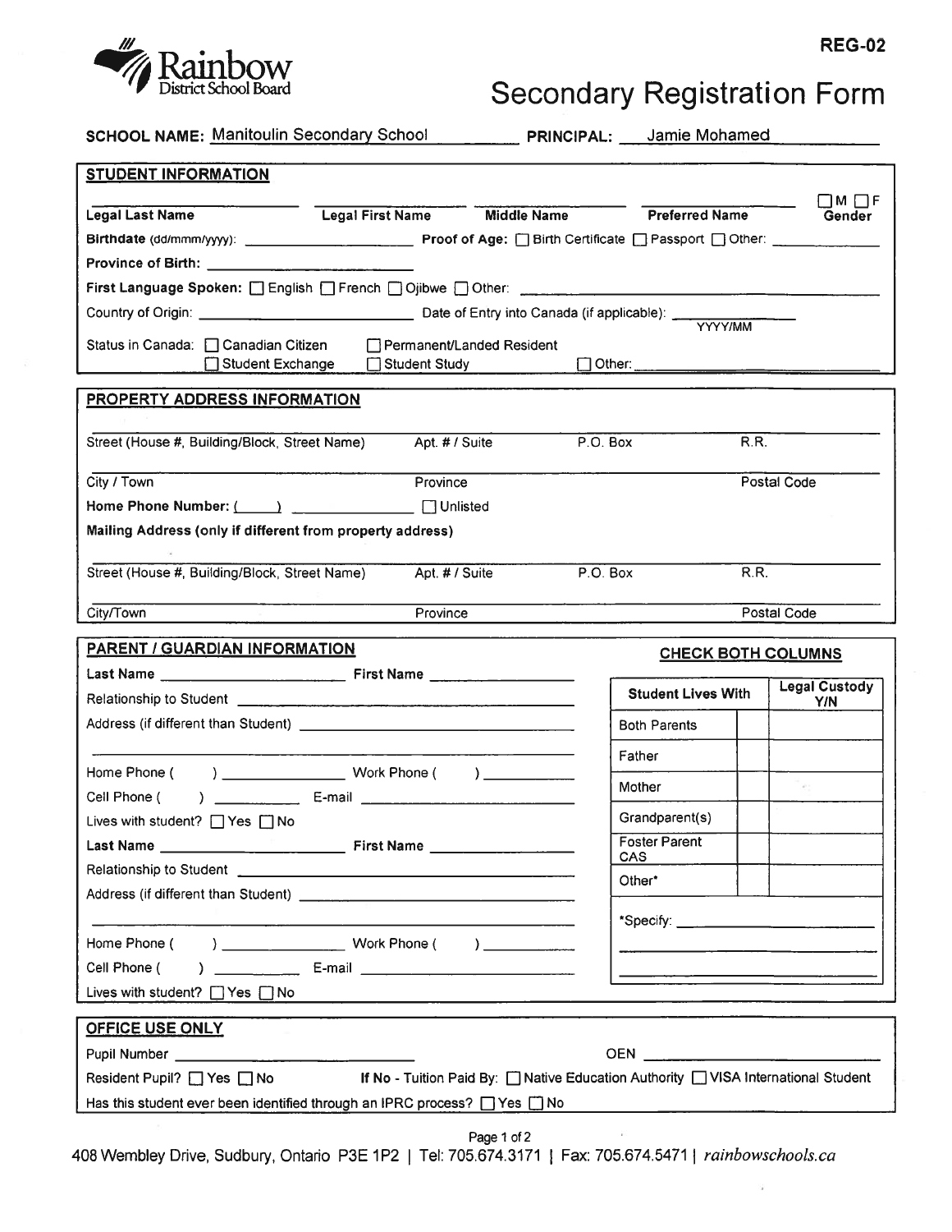Rainbow District School Board

REG-02

# Secondary Registration Form

**SCHOOL NAME:** Manitoulin Secondary School **PRINCIPAL:** Jamie Mohamed

## STUDENT INFORMATION

**Legal Last Name** _______ **Legal First Name** _______ **Middle Name** _______ **Preferred Name** _______ **Gender** ☐ M ☐ F

**Birthdate** (dd/mmm/yyyy): _______ **Proof of Age:** ☐ Birth Certificate ☐ Passport ☐ Other: _______

**Province of Birth:** _______

**First Language Spoken:** ☐ English ☐ French ☐ Ojibwe ☐ Other: _______

Country of Origin: _______ Date of Entry into Canada (if applicable): _______ YYYY/MM

Status in Canada: ☐ Canadian Citizen ☐ Permanent/Landed Resident ☐ Student Exchange ☐ Student Study ☐ Other: _______

## PROPERTY ADDRESS INFORMATION

Street (House #, Building/Block, Street Name) _______ Apt. # / Suite _______ P.O. Box _______ R.R. _______

City / Town _______ Province _______ Postal Code _______

**Home Phone Number:** ( ) _______ ☐ Unlisted

**Mailing Address (only if different from property address)**

Street (House #, Building/Block, Street Name) _______ Apt. # / Suite _______ P.O. Box _______ R.R. _______

City/Town _______ Province _______ Postal Code _______

## PARENT / GUARDIAN INFORMATION

**Last Name** _______ **First Name** _______

Relationship to Student _______

Address (if different than Student) _______

Home Phone ( ) _______ Work Phone ( ) _______

Cell Phone ( ) _______ E-mail _______

Lives with student? ☐ Yes ☐ No

**Last Name** _______ **First Name** _______

Relationship to Student _______

Address (if different than Student) _______

Home Phone ( ) _______ Work Phone ( ) _______

Cell Phone ( ) _______ E-mail _______

Lives with student? ☐ Yes ☐ No

**CHECK BOTH COLUMNS**

| Student Lives With | | Legal Custody Y/N |
|---|---|---|
| Both Parents | | |
| Father | | |
| Mother | | |
| Grandparent(s) | | |
| Foster Parent CAS | | |
| Other* | | |

*Specify: _______

## OFFICE USE ONLY

Pupil Number _______ OEN _______

Resident Pupil? ☐ Yes ☐ No **If No** - Tuition Paid By: ☐ Native Education Authority ☐ VISA International Student

Has this student ever been identified through an IPRC process? ☐ Yes ☐ No

408 Wembley Drive, Sudbury, Ontario P3E 1P2 | Tel: 705.674.3171 | Fax: 705.674.5471 | *rainbowschools.ca*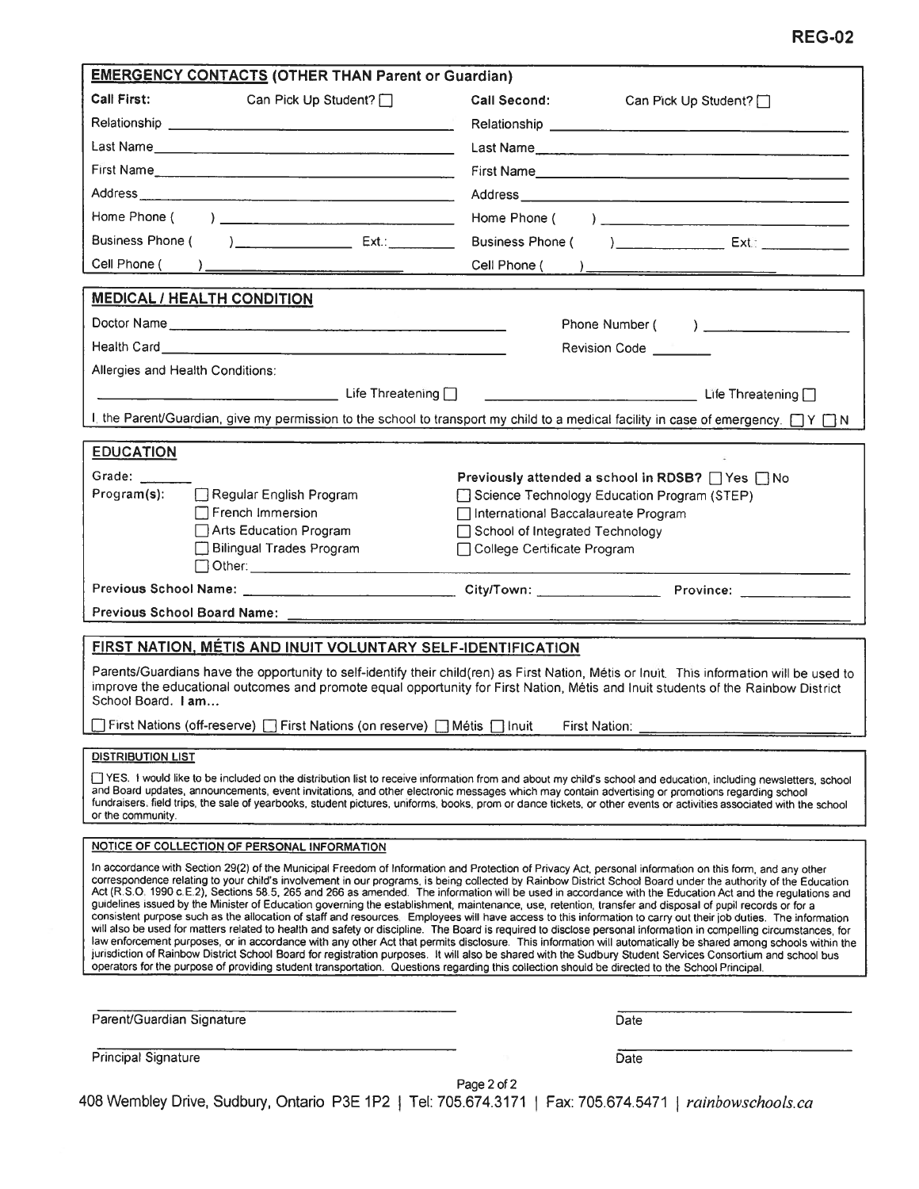REG-02

## EMERGENCY CONTACTS (OTHER THAN Parent or Guardian)

| **Call First:** Can Pick Up Student? ☐ | **Call Second:** Can Pick Up Student? ☐ |
|---|---|
| Relationship ______________________ | Relationship ______________________ |
| Last Name ______________________ | Last Name ______________________ |
| First Name ______________________ | First Name ______________________ |
| Address ______________________ | Address ______________________ |
| Home Phone ( ) ______________________ | Home Phone ( ) ______________________ |
| Business Phone ( ) __________ Ext.: ______ | Business Phone ( ) __________ Ext.: ______ |
| Cell Phone ( ) ______________________ | Cell Phone ( ) ______________________ |

## MEDICAL / HEALTH CONDITION

Doctor Name ______________________ Phone Number ( ) ______________

Health Card ______________________ Revision Code ________

Allergies and Health Conditions:

______________________ Life Threatening ☐ ______________________ Life Threatening ☐

I, the Parent/Guardian, give my permission to the school to transport my child to a medical facility in case of emergency. ☐ Y ☐ N

## EDUCATION

Grade: ______

**Previously attended a school in RDSB?** ☐ Yes ☐ No

**Program(s):**

- ☐ Regular English Program
- ☐ French Immersion
- ☐ Arts Education Program
- ☐ Bilingual Trades Program
- ☐ Other: ______________
- ☐ Science Technology Education Program (STEP)
- ☐ International Baccalaureate Program
- ☐ School of Integrated Technology
- ☐ College Certificate Program

**Previous School Name:** ______________ **City/Town:** ______________ **Province:** ______________

**Previous School Board Name:** ______________________

## FIRST NATION, MÉTIS AND INUIT VOLUNTARY SELF-IDENTIFICATION

Parents/Guardians have the opportunity to self-identify their child(ren) as First Nation, Métis or Inuit. This information will be used to improve the educational outcomes and promote equal opportunity for First Nation, Métis and Inuit students of the Rainbow District School Board. **I am...**

☐ First Nations (off-reserve) ☐ First Nations (on reserve) ☐ Métis ☐ Inuit First Nation: ______________

### DISTRIBUTION LIST

☐ YES. I would like to be included on the distribution list to receive information from and about my child's school and education, including newsletters, school and Board updates, announcements, event invitations, and other electronic messages which may contain advertising or promotions regarding school fundraisers, field trips, the sale of yearbooks, student pictures, uniforms, books, prom or dance tickets, or other events or activities associated with the school or the community.

### NOTICE OF COLLECTION OF PERSONAL INFORMATION

In accordance with Section 29(2) of the Municipal Freedom of Information and Protection of Privacy Act, personal information on this form, and any other correspondence relating to your child's involvement in our programs, is being collected by Rainbow District School Board under the authority of the Education Act (R.S.O. 1990 c.E.2), Sections 58.5, 265 and 266 as amended. The information will be used in accordance with the Education Act and the regulations and guidelines issued by the Minister of Education governing the establishment, maintenance, use, retention, transfer and disposal of pupil records or for a consistent purpose such as the allocation of staff and resources. Employees will have access to this information to carry out their job duties. The information will also be used for matters related to health and safety or discipline. The Board is required to disclose personal information in compelling circumstances, for law enforcement purposes, or in accordance with any other Act that permits disclosure. This information will automatically be shared among schools within the jurisdiction of Rainbow District School Board for registration purposes. It will also be shared with the Sudbury Student Services Consortium and school bus operators for the purpose of providing student transportation. Questions regarding this collection should be directed to the School Principal.

______________________ ______________
Parent/Guardian Signature Date

______________________ ______________
Principal Signature Date

408 Wembley Drive, Sudbury, Ontario P3E 1P2 | Tel: 705.674.3171 | Fax: 705.674.5471 | *rainbowschools.ca*